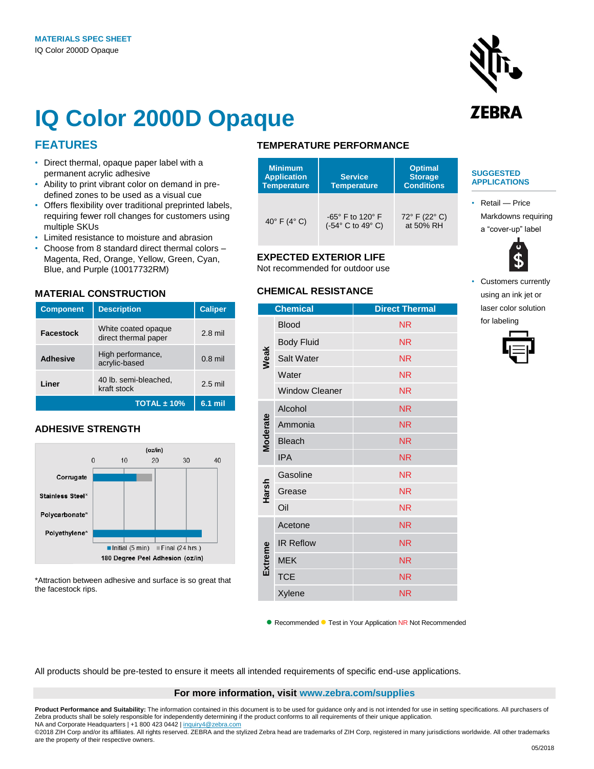MATERIALS SPEC SHEET
IQ Color 2000D Opaque

# IQ Color 2000D Opaque

## FEATURES

- Direct thermal, opaque paper label with a permanent acrylic adhesive
- Ability to print vibrant color on demand in pre-defined zones to be used as a visual cue
- Offers flexibility over traditional preprinted labels, requiring fewer roll changes for customers using multiple SKUs
- Limited resistance to moisture and abrasion
- Choose from 8 standard direct thermal colors – Magenta, Red, Orange, Yellow, Green, Cyan, Blue, and Purple (10017732RM)

## MATERIAL CONSTRUCTION

| Component | Description | Caliper |
|---|---|---|
| **Facestock** | White coated opaque direct thermal paper | 2.8 mil |
| **Adhesive** | High performance, acrylic-based | 0.8 mil |
| **Liner** | 40 lb. semi-bleached, kraft stock | 2.5 mil |
| | **TOTAL ± 10%** | **6.1 mil** |

## ADHESIVE STRENGTH

180 Degree Peel Adhesion (oz/in)

| Surface | Initial (5 min) | Final (24 hrs.) |
|---|---|---|
| Corrugate | ~14 | ~19 |
| Stainless Steel* | | |
| Polycarbonate* | | |
| Polyethylene* | ~35 | |

*Attraction between adhesive and surface is so great that the facestock rips.

## TEMPERATURE PERFORMANCE

| Minimum Application Temperature | Service Temperature | Optimal Storage Conditions |
|---|---|---|
| 40° F (4° C) | -65° F to 120° F (-54° C to 49° C) | 72° F (22° C) at 50% RH |

## EXPECTED EXTERIOR LIFE

Not recommended for outdoor use

## CHEMICAL RESISTANCE

| | Chemical | Direct Thermal |
|---|---|---|
| Weak | Blood | NR |
| | Body Fluid | NR |
| | Salt Water | NR |
| | Water | NR |
| | Window Cleaner | NR |
| Moderate | Alcohol | NR |
| | Ammonia | NR |
| | Bleach | NR |
| | IPA | NR |
| Harsh | Gasoline | NR |
| | Grease | NR |
| | Oil | NR |
| Extreme | Acetone | NR |
| | IR Reflow | NR |
| | MEK | NR |
| | TCE | NR |
| | Xylene | NR |

● Recommended ● Test in Your Application NR Not Recommended

## SUGGESTED APPLICATIONS

- Retail — Price Markdowns requiring a "cover-up" label
- Customers currently using an ink jet or laser color solution for labeling

All products should be pre-tested to ensure it meets all intended requirements of specific end-use applications.

**For more information, visit www.zebra.com/supplies**

**Product Performance and Suitability:** The information contained in this document is to be used for guidance only and is not intended for use in setting specifications. All purchasers of Zebra products shall be solely responsible for independently determining if the product conforms to all requirements of their unique application.
NA and Corporate Headquarters | +1 800 423 0442 | inquiry4@zebra.com
©2018 ZIH Corp and/or its affiliates. All rights reserved. ZEBRA and the stylized Zebra head are trademarks of ZIH Corp, registered in many jurisdictions worldwide. All other trademarks are the property of their respective owners.

05/2018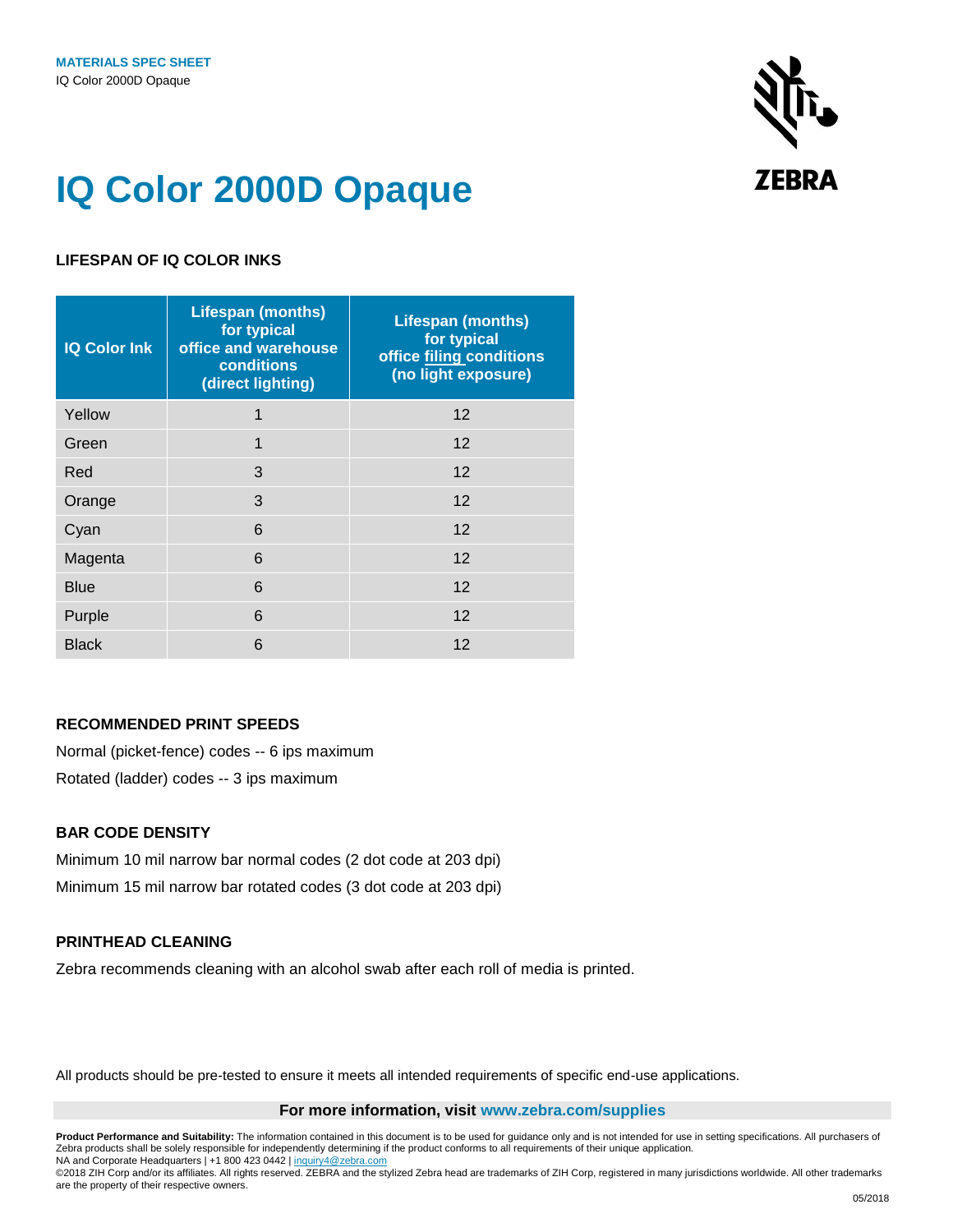MATERIALS SPEC SHEET
IQ Color 2000D Opaque

# IQ Color 2000D Opaque

### LIFESPAN OF IQ COLOR INKS

| IQ Color Ink | Lifespan (months) for typical office and warehouse conditions (direct lighting) | Lifespan (months) for typical office filing conditions (no light exposure) |
|---|---|---|
| Yellow | 1 | 12 |
| Green | 1 | 12 |
| Red | 3 | 12 |
| Orange | 3 | 12 |
| Cyan | 6 | 12 |
| Magenta | 6 | 12 |
| Blue | 6 | 12 |
| Purple | 6 | 12 |
| Black | 6 | 12 |

### RECOMMENDED PRINT SPEEDS

Normal (picket-fence) codes -- 6 ips maximum

Rotated (ladder) codes -- 3 ips maximum

### BAR CODE DENSITY

Minimum 10 mil narrow bar normal codes (2 dot code at 203 dpi)

Minimum 15 mil narrow bar rotated codes (3 dot code at 203 dpi)

### PRINTHEAD CLEANING

Zebra recommends cleaning with an alcohol swab after each roll of media is printed.

All products should be pre-tested to ensure it meets all intended requirements of specific end-use applications.

**For more information, visit www.zebra.com/supplies**

**Product Performance and Suitability:** The information contained in this document is to be used for guidance only and is not intended for use in setting specifications. All purchasers of Zebra products shall be solely responsible for independently determining if the product conforms to all requirements of their unique application.
NA and Corporate Headquarters | +1 800 423 0442 | inquiry4@zebra.com
©2018 ZIH Corp and/or its affiliates. All rights reserved. ZEBRA and the stylized Zebra head are trademarks of ZIH Corp, registered in many jurisdictions worldwide. All other trademarks are the property of their respective owners.

05/2018